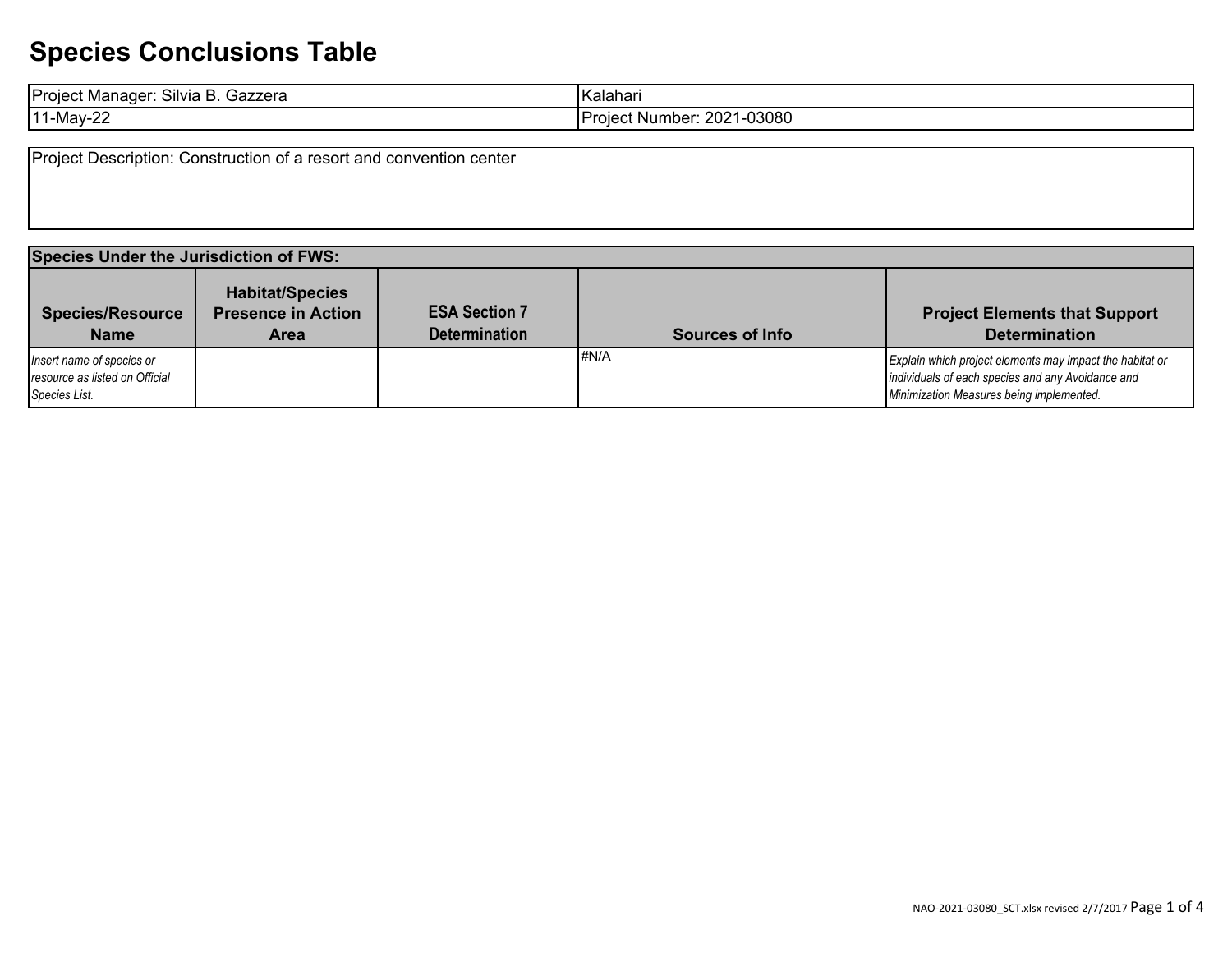# Species Conclusions Table

| Project Manager: Silvia B. Gazzera | Kalahari |
|---|---|
| 11-May-22 | Project Number: 2021-03080 |

Project Description: Construction of a resort and convention center

| Species Under the Jurisdiction of FWS: | | | | |
|---|---|---|---|---|
| **Species/Resource Name** | **Habitat/Species Presence in Action Area** | **ESA Section 7 Determination** | **Sources of Info** | **Project Elements that Support Determination** |
| *Insert name of species or resource as listed on Official Species List.* | | | #N/A | *Explain which project elements may impact the habitat or individuals of each species and any Avoidance and Minimization Measures being implemented.* |

NAO-2021-03080_SCT.xlsx revised 2/7/2017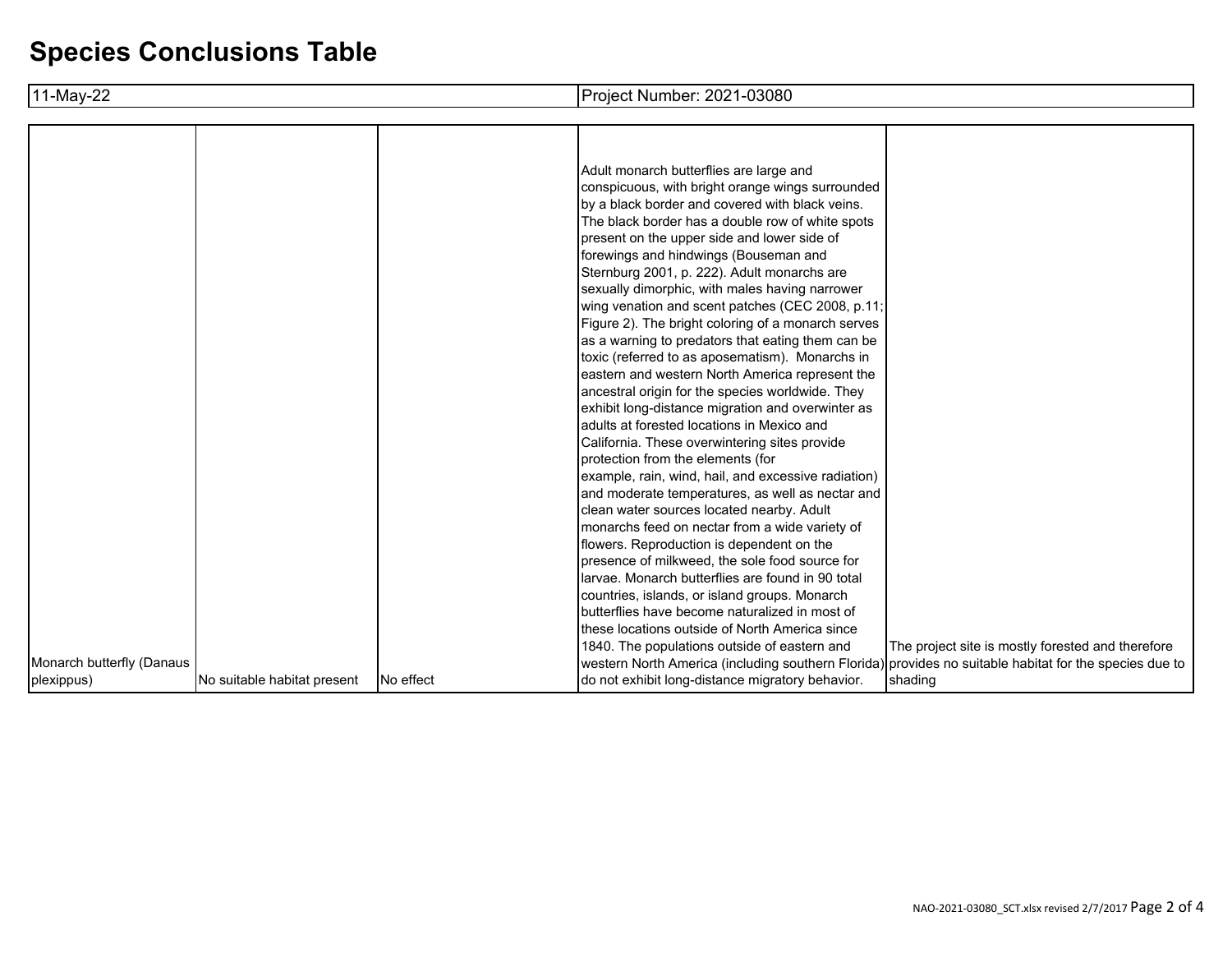# Species Conclusions Table

| 11-May-22 | Project Number: 2021-03080 |
|---|---|

| | | | | |
|---|---|---|---|---|
| Monarch butterfly (Danaus plexippus) | No suitable habitat present | No effect | Adult monarch butterflies are large and conspicuous, with bright orange wings surrounded by a black border and covered with black veins. The black border has a double row of white spots present on the upper side and lower side of forewings and hindwings (Bouseman and Sternburg 2001, p. 222). Adult monarchs are sexually dimorphic, with males having narrower wing venation and scent patches (CEC 2008, p.11; Figure 2). The bright coloring of a monarch serves as a warning to predators that eating them can be toxic (referred to as aposematism). Monarchs in eastern and western North America represent the ancestral origin for the species worldwide. They exhibit long-distance migration and overwinter as adults at forested locations in Mexico and California. These overwintering sites provide protection from the elements (for example, rain, wind, hail, and excessive radiation) and moderate temperatures, as well as nectar and clean water sources located nearby. Adult monarchs feed on nectar from a wide variety of flowers. Reproduction is dependent on the presence of milkweed, the sole food source for larvae. Monarch butterflies are found in 90 total countries, islands, or island groups. Monarch butterflies have become naturalized in most of these locations outside of North America since 1840. The populations outside of eastern and western North America (including southern Florida) do not exhibit long-distance migratory behavior. | The project site is mostly forested and therefore provides no suitable habitat for the species due to shading |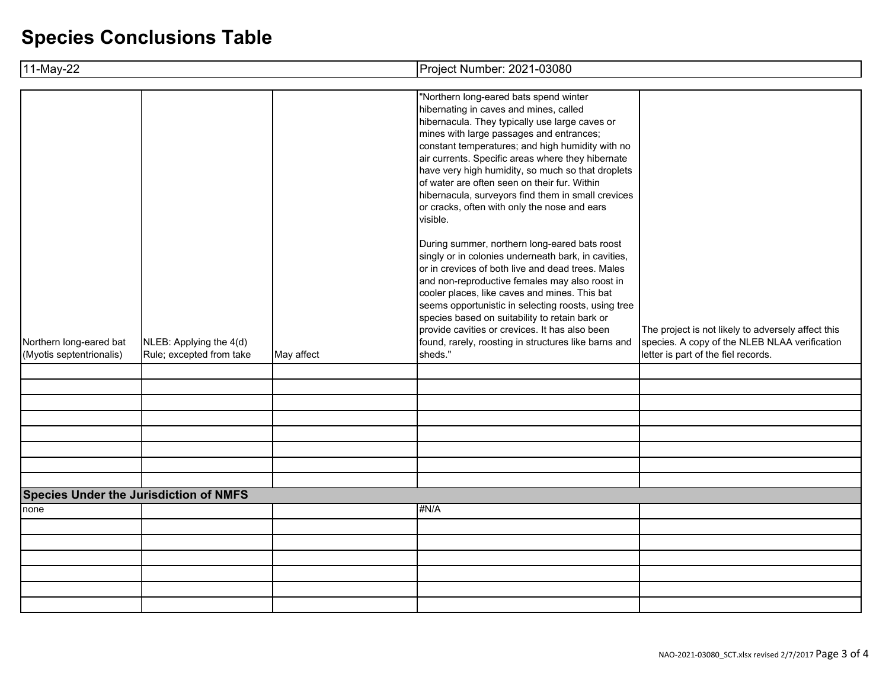# Species Conclusions Table

| 11-May-22 | Project Number: 2021-03080 |
|---|---|

| | | | | |
|---|---|---|---|---|
| Northern long-eared bat (Myotis septentrionalis) | NLEB: Applying the 4(d) Rule; excepted from take | May affect | "Northern long-eared bats spend winter hibernating in caves and mines, called hibernacula. They typically use large caves or mines with large passages and entrances; constant temperatures; and high humidity with no air currents. Specific areas where they hibernate have very high humidity, so much so that droplets of water are often seen on their fur. Within hibernacula, surveyors find them in small crevices or cracks, often with only the nose and ears visible.<br><br>During summer, northern long-eared bats roost singly or in colonies underneath bark, in cavities, or in crevices of both live and dead trees. Males and non-reproductive females may also roost in cooler places, like caves and mines. This bat seems opportunistic in selecting roosts, using tree species based on suitability to retain bark or provide cavities or crevices. It has also been found, rarely, roosting in structures like barns and sheds." | The project is not likely to adversely affect this species. A copy of the NLEB NLAA verification letter is part of the fiel records. |
| | | | | |
| | | | | |
| | | | | |
| | | | | |
| | | | | |
| | | | | |
| | | | | |
| | | | | |
| **Species Under the Jurisdiction of NMFS** | | | | |
| none | | | #N/A | |
| | | | | |
| | | | | |
| | | | | |
| | | | | |
| | | | | |
| | | | | |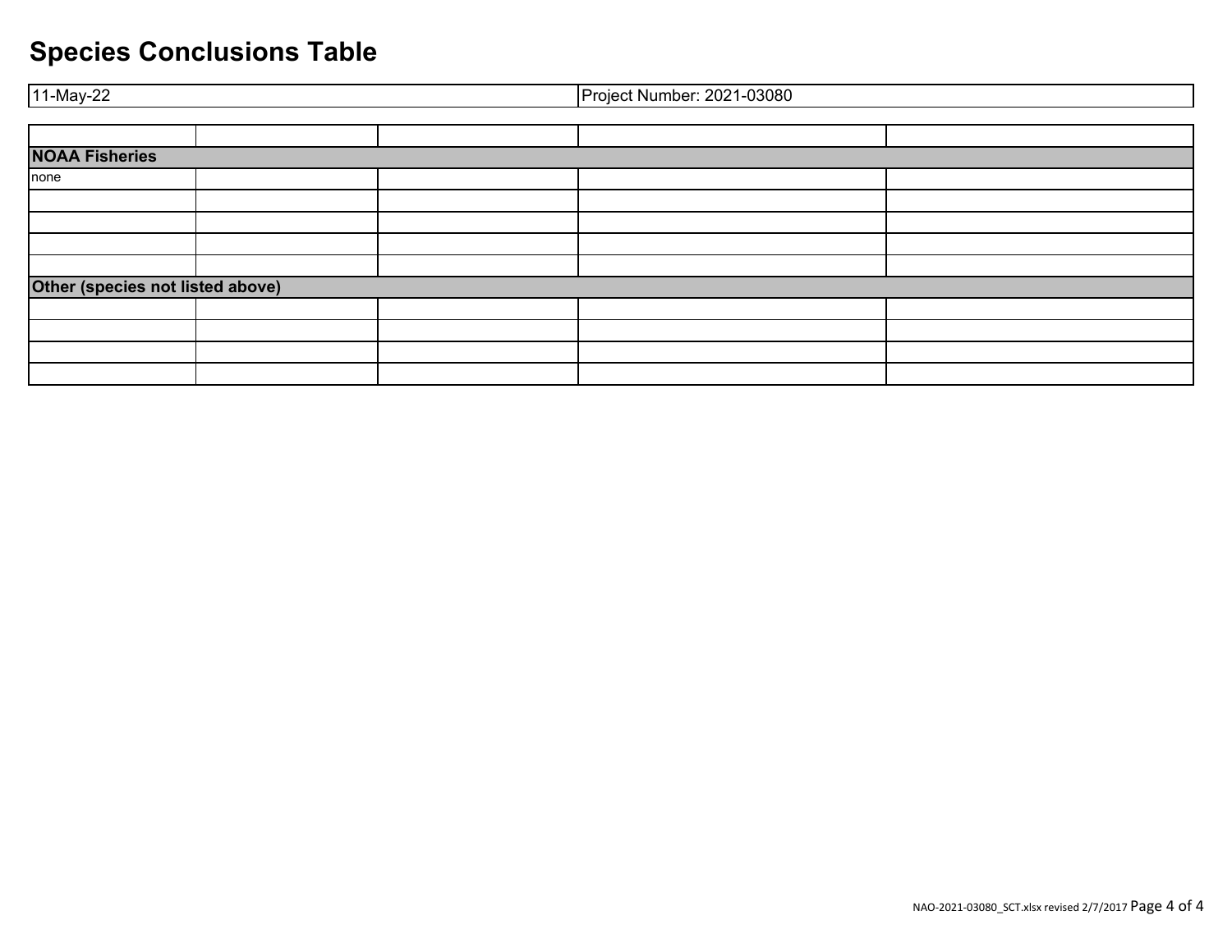# Species Conclusions Table

| 11-May-22 | Project Number: 2021-03080 |
|---|---|

| | | | | |
|---|---|---|---|---|
| **NOAA Fisheries** | | | | |
| none | | | | |
| | | | | |
| | | | | |
| | | | | |
| | | | | |
| **Other (species not listed above)** | | | | |
| | | | | |
| | | | | |
| | | | | |
| | | | | |

NAO-2021-03080_SCT.xlsx revised 2/7/2017